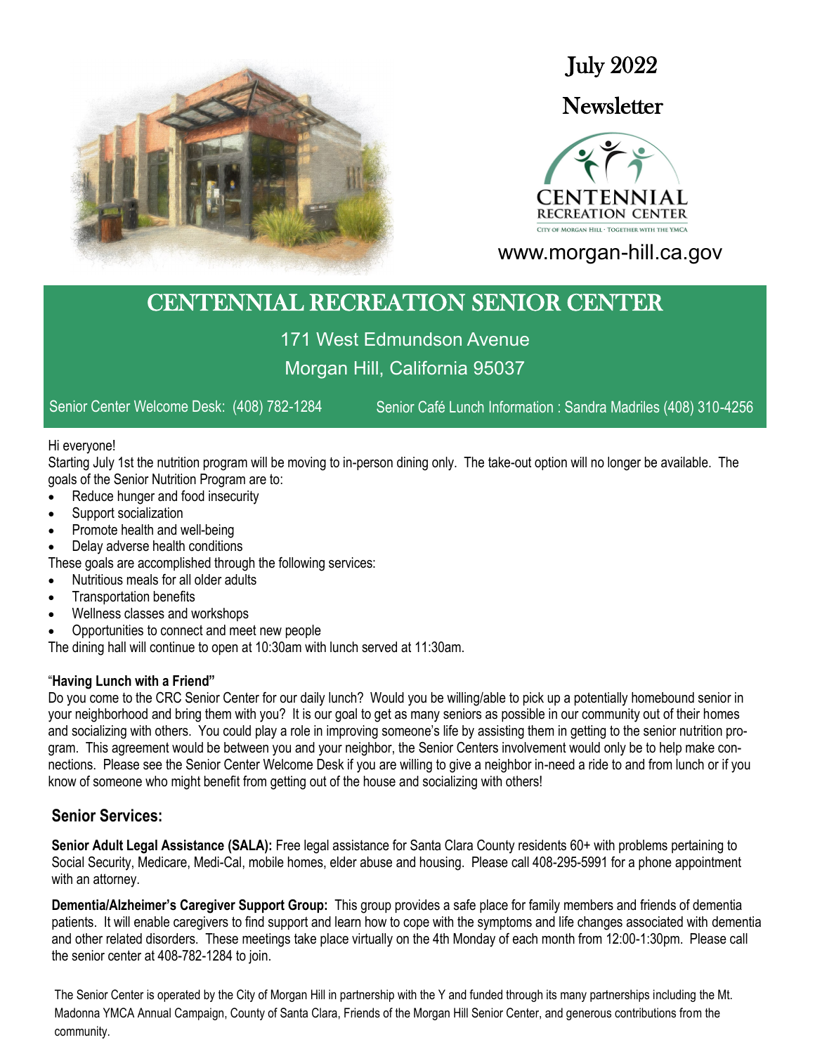July 2022

Newsletter

CENTENNIAL RECREATION CENTER

CITY OF MORGAN HILL · TOGETHER WITH THE YMCA

www.morgan-hill.ca.gov

# CENTENNIAL RECREATION SENIOR CENTER

171 West Edmundson Avenue

Morgan Hill, California 95037

Senior Center Welcome Desk: (408) 782-1284 Senior Café Lunch Information : Sandra Madriles (408) 310-4256

Hi everyone!

Starting July 1st the nutrition program will be moving to in-person dining only. The take-out option will no longer be available. The goals of the Senior Nutrition Program are to:

- Reduce hunger and food insecurity
- Support socialization
- Promote health and well-being
- Delay adverse health conditions

These goals are accomplished through the following services:

- Nutritious meals for all older adults
- Transportation benefits
- Wellness classes and workshops
- Opportunities to connect and meet new people

The dining hall will continue to open at 10:30am with lunch served at 11:30am.

**"Having Lunch with a Friend"**

Do you come to the CRC Senior Center for our daily lunch? Would you be willing/able to pick up a potentially homebound senior in your neighborhood and bring them with you? It is our goal to get as many seniors as possible in our community out of their homes and socializing with others. You could play a role in improving someone's life by assisting them in getting to the senior nutrition program. This agreement would be between you and your neighbor, the Senior Centers involvement would only be to help make connections. Please see the Senior Center Welcome Desk if you are willing to give a neighbor in-need a ride to and from lunch or if you know of someone who might benefit from getting out of the house and socializing with others!

## Senior Services:

**Senior Adult Legal Assistance (SALA):** Free legal assistance for Santa Clara County residents 60+ with problems pertaining to Social Security, Medicare, Medi-Cal, mobile homes, elder abuse and housing. Please call 408-295-5991 for a phone appointment with an attorney.

**Dementia/Alzheimer's Caregiver Support Group:** This group provides a safe place for family members and friends of dementia patients. It will enable caregivers to find support and learn how to cope with the symptoms and life changes associated with dementia and other related disorders. These meetings take place virtually on the 4th Monday of each month from 12:00-1:30pm. Please call the senior center at 408-782-1284 to join.

The Senior Center is operated by the City of Morgan Hill in partnership with the Y and funded through its many partnerships including the Mt. Madonna YMCA Annual Campaign, County of Santa Clara, Friends of the Morgan Hill Senior Center, and generous contributions from the community.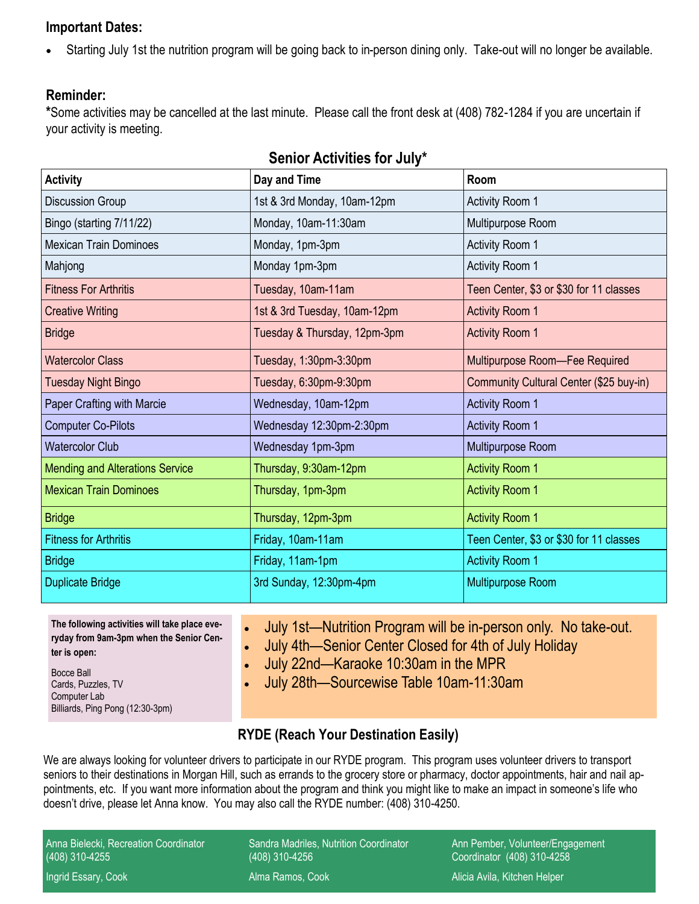**Important Dates:**

- Starting July 1st the nutrition program will be going back to in-person dining only. Take-out will no longer be available.

**Reminder:**

***Some activities may be cancelled at the last minute. Please call the front desk at (408) 782-1284 if you are uncertain if your activity is meeting.**

## Senior Activities for July*

| Activity | Day and Time | Room |
|---|---|---|
| Discussion Group | 1st & 3rd Monday, 10am-12pm | Activity Room 1 |
| Bingo (starting 7/11/22) | Monday, 10am-11:30am | Multipurpose Room |
| Mexican Train Dominoes | Monday, 1pm-3pm | Activity Room 1 |
| Mahjong | Monday 1pm-3pm | Activity Room 1 |
| Fitness For Arthritis | Tuesday, 10am-11am | Teen Center, $3 or $30 for 11 classes |
| Creative Writing | 1st & 3rd Tuesday, 10am-12pm | Activity Room 1 |
| Bridge | Tuesday & Thursday, 12pm-3pm | Activity Room 1 |
| Watercolor Class | Tuesday, 1:30pm-3:30pm | Multipurpose Room—Fee Required |
| Tuesday Night Bingo | Tuesday, 6:30pm-9:30pm | Community Cultural Center ($25 buy-in) |
| Paper Crafting with Marcie | Wednesday, 10am-12pm | Activity Room 1 |
| Computer Co-Pilots | Wednesday 12:30pm-2:30pm | Activity Room 1 |
| Watercolor Club | Wednesday 1pm-3pm | Multipurpose Room |
| Mending and Alterations Service | Thursday, 9:30am-12pm | Activity Room 1 |
| Mexican Train Dominoes | Thursday, 1pm-3pm | Activity Room 1 |
| Bridge | Thursday, 12pm-3pm | Activity Room 1 |
| Fitness for Arthritis | Friday, 10am-11am | Teen Center, $3 or $30 for 11 classes |
| Bridge | Friday, 11am-1pm | Activity Room 1 |
| Duplicate Bridge | 3rd Sunday, 12:30pm-4pm | Multipurpose Room |

**The following activities will take place everyday from 9am-3pm when the Senior Center is open:**

Bocce Ball
Cards, Puzzles, TV
Computer Lab
Billiards, Ping Pong (12:30-3pm)

- July 1st—Nutrition Program will be in-person only. No take-out.
- July 4th—Senior Center Closed for 4th of July Holiday
- July 22nd—Karaoke 10:30am in the MPR
- July 28th—Sourcewise Table 10am-11:30am

## RYDE (Reach Your Destination Easily)

We are always looking for volunteer drivers to participate in our RYDE program. This program uses volunteer drivers to transport seniors to their destinations in Morgan Hill, such as errands to the grocery store or pharmacy, doctor appointments, hair and nail appointments, etc. If you want more information about the program and think you might like to make an impact in someone's life who doesn't drive, please let Anna know. You may also call the RYDE number: (408) 310-4250.

Anna Bielecki, Recreation Coordinator (408) 310-4255

Sandra Madriles, Nutrition Coordinator (408) 310-4256

Ann Pember, Volunteer/Engagement Coordinator (408) 310-4258

Ingrid Essary, Cook

Alma Ramos, Cook

Alicia Avila, Kitchen Helper